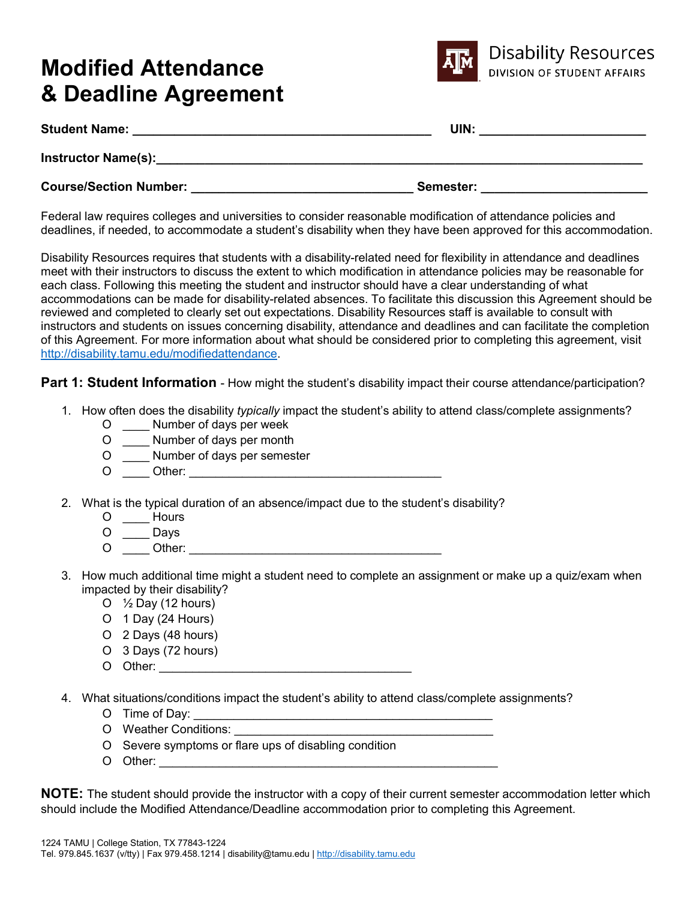# Modified Attendance & Deadline Agreement

Disability Resources
DIVISION OF STUDENT AFFAIRS

**Student Name:** ___________________________________________ **UIN:** ________________________

**Instructor Name(s):**______________________________________________________________________

**Course/Section Number:** _______________________________ **Semester:** ________________________

Federal law requires colleges and universities to consider reasonable modification of attendance policies and deadlines, if needed, to accommodate a student's disability when they have been approved for this accommodation.

Disability Resources requires that students with a disability-related need for flexibility in attendance and deadlines meet with their instructors to discuss the extent to which modification in attendance policies may be reasonable for each class. Following this meeting the student and instructor should have a clear understanding of what accommodations can be made for disability-related absences. To facilitate this discussion this Agreement should be reviewed and completed to clearly set out expectations. Disability Resources staff is available to consult with instructors and students on issues concerning disability, attendance and deadlines and can facilitate the completion of this Agreement. For more information about what should be considered prior to completing this agreement, visit http://disability.tamu.edu/modifiedattendance.

**Part 1: Student Information** - How might the student's disability impact their course attendance/participation?

1. How often does the disability *typically* impact the student's ability to attend class/complete assignments?
   - O ____ Number of days per week
   - O ____ Number of days per month
   - O ____ Number of days per semester
   - O ____ Other: ______________________________________

2. What is the typical duration of an absence/impact due to the student's disability?
   - O ____ Hours
   - O ____ Days
   - O ____ Other: ______________________________________

3. How much additional time might a student need to complete an assignment or make up a quiz/exam when impacted by their disability?
   - O ½ Day (12 hours)
   - O 1 Day (24 Hours)
   - O 2 Days (48 hours)
   - O 3 Days (72 hours)
   - O Other: ______________________________________

4. What situations/conditions impact the student's ability to attend class/complete assignments?
   - O Time of Day: ____________________________________________
   - O Weather Conditions: ______________________________________
   - O Severe symptoms or flare ups of disabling condition
   - O Other: ____________________________________________________

**NOTE:** The student should provide the instructor with a copy of their current semester accommodation letter which should include the Modified Attendance/Deadline accommodation prior to completing this Agreement.

1224 TAMU | College Station, TX 77843-1224
Tel. 979.845.1637 (v/tty) | Fax 979.458.1214 | disability@tamu.edu | http://disability.tamu.edu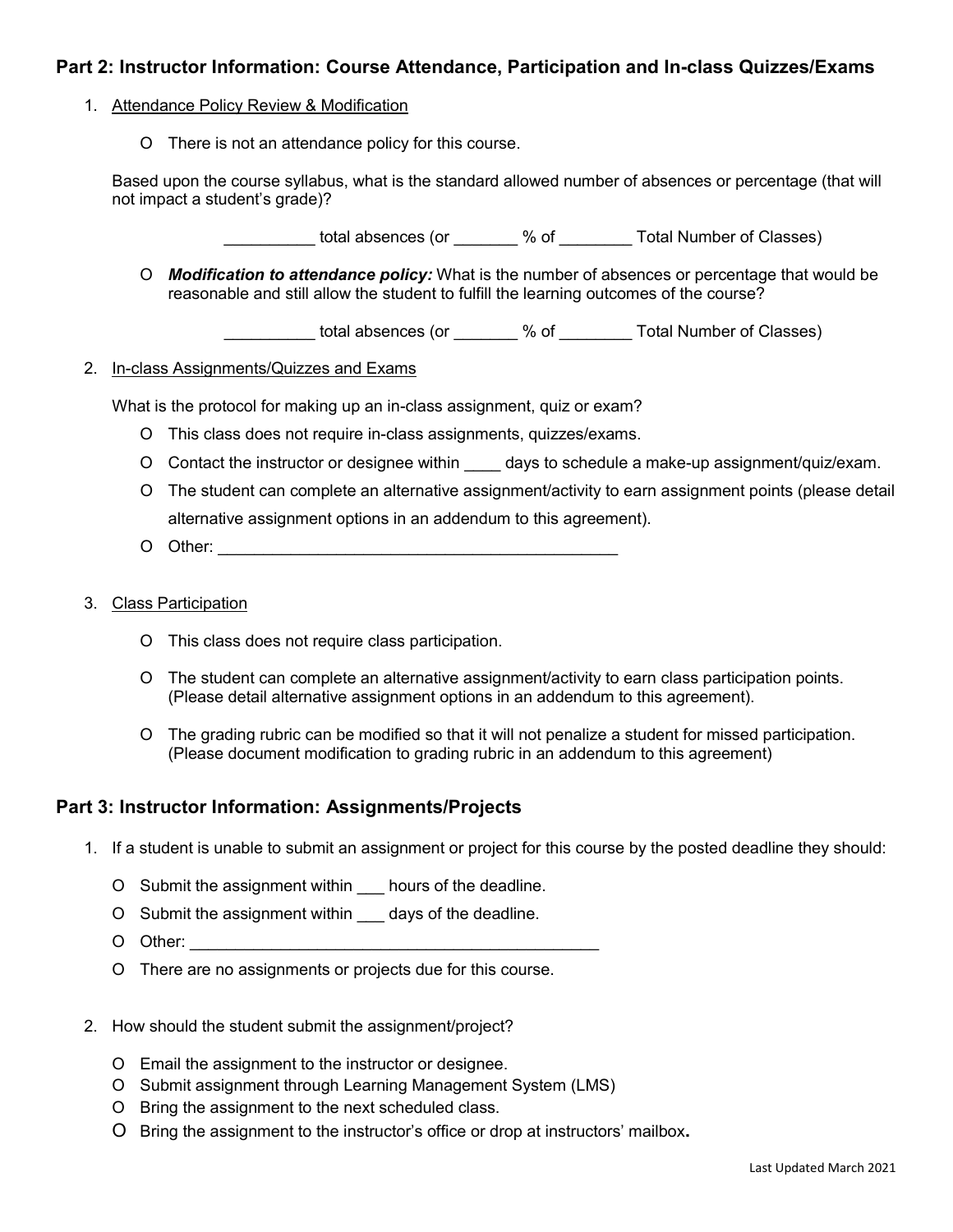## Part 2: Instructor Information: Course Attendance, Participation and In-class Quizzes/Exams

1. Attendance Policy Review & Modification

   - O There is not an attendance policy for this course.

   Based upon the course syllabus, what is the standard allowed number of absences or percentage (that will not impact a student's grade)?

   __________ total absences (or _______ % of ________ Total Number of Classes)

   - O ***Modification to attendance policy:*** What is the number of absences or percentage that would be reasonable and still allow the student to fulfill the learning outcomes of the course?

   __________ total absences (or _______ % of ________ Total Number of Classes)

2. In-class Assignments/Quizzes and Exams

   What is the protocol for making up an in-class assignment, quiz or exam?

   - O This class does not require in-class assignments, quizzes/exams.
   - O Contact the instructor or designee within ____ days to schedule a make-up assignment/quiz/exam.
   - O The student can complete an alternative assignment/activity to earn assignment points (please detail alternative assignment options in an addendum to this agreement).
   - O Other: _____________________________________________

3. Class Participation

   - O This class does not require class participation.
   - O The student can complete an alternative assignment/activity to earn class participation points. (Please detail alternative assignment options in an addendum to this agreement).
   - O The grading rubric can be modified so that it will not penalize a student for missed participation. (Please document modification to grading rubric in an addendum to this agreement)

## Part 3: Instructor Information: Assignments/Projects

1. If a student is unable to submit an assignment or project for this course by the posted deadline they should:

   - O Submit the assignment within ___ hours of the deadline.
   - O Submit the assignment within ___ days of the deadline.
   - O Other: _____________________________________________
   - O There are no assignments or projects due for this course.

2. How should the student submit the assignment/project?

   - O Email the assignment to the instructor or designee.
   - O Submit assignment through Learning Management System (LMS)
   - O Bring the assignment to the next scheduled class.
   - O Bring the assignment to the instructor's office or drop at instructors' mailbox**.**

Last Updated March 2021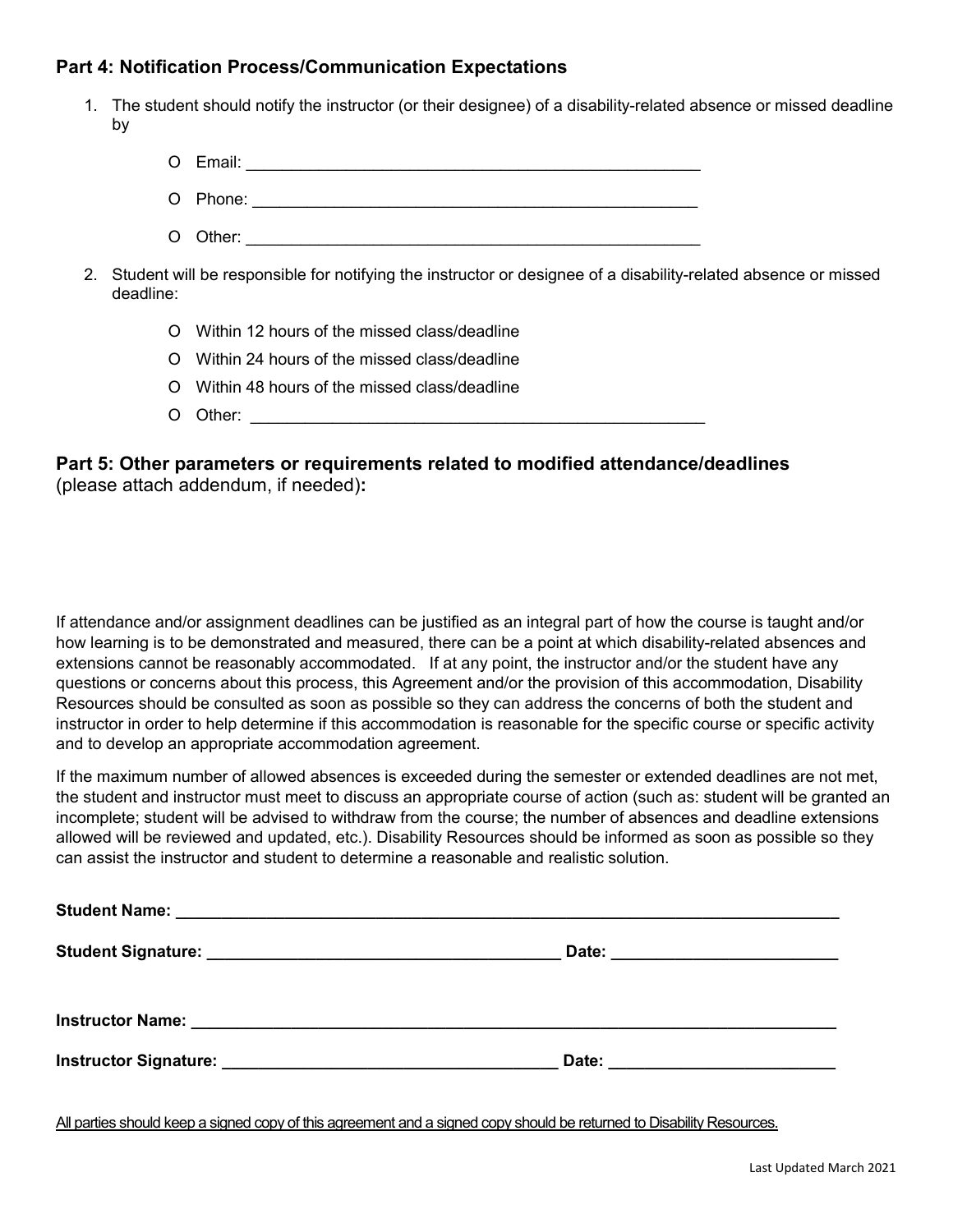### Part 4: Notification Process/Communication Expectations

1. The student should notify the instructor (or their designee) of a disability-related absence or missed deadline by

   - O Email: ___________________________________________________
   - O Phone: __________________________________________________
   - O Other: ___________________________________________________

2. Student will be responsible for notifying the instructor or designee of a disability-related absence or missed deadline:

   - O Within 12 hours of the missed class/deadline
   - O Within 24 hours of the missed class/deadline
   - O Within 48 hours of the missed class/deadline
   - O Other: ___________________________________________________

### Part 5: Other parameters or requirements related to modified attendance/deadlines
(please attach addendum, if needed)**:**

If attendance and/or assignment deadlines can be justified as an integral part of how the course is taught and/or how learning is to be demonstrated and measured, there can be a point at which disability-related absences and extensions cannot be reasonably accommodated. If at any point, the instructor and/or the student have any questions or concerns about this process, this Agreement and/or the provision of this accommodation, Disability Resources should be consulted as soon as possible so they can address the concerns of both the student and instructor in order to help determine if this accommodation is reasonable for the specific course or specific activity and to develop an appropriate accommodation agreement.

If the maximum number of allowed absences is exceeded during the semester or extended deadlines are not met, the student and instructor must meet to discuss an appropriate course of action (such as: student will be granted an incomplete; student will be advised to withdraw from the course; the number of absences and deadline extensions allowed will be reviewed and updated, etc.). Disability Resources should be informed as soon as possible so they can assist the instructor and student to determine a reasonable and realistic solution.

**Student Name: ______________________________________________________________________**

**Student Signature: ____________________________________ Date: ________________________**

**Instructor Name: ____________________________________________________________________**

**Instructor Signature: __________________________________ Date: ________________________**

All parties should keep a signed copy of this agreement and a signed copy should be returned to Disability Resources.

Last Updated March 2021